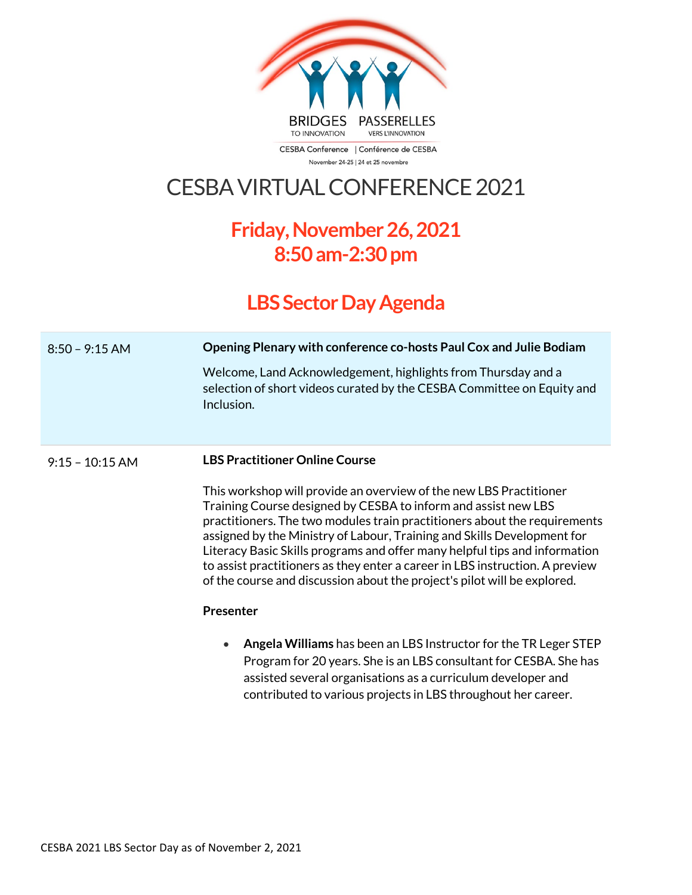BRIDGES TO INNOVATION | PASSERELLES VERS L'INNOVATION

CESBA Conference | Conférence de CESBA

November 24-25 | 24 et 25 novembre

# CESBA VIRTUAL CONFERENCE 2021

## Friday, November 26, 2021
## 8:50 am-2:30 pm

## LBS Sector Day Agenda

| | |
|---|---|
| 8:50 – 9:15 AM | **Opening Plenary with conference co-hosts Paul Cox and Julie Bodiam**<br><br>Welcome, Land Acknowledgement, highlights from Thursday and a selection of short videos curated by the CESBA Committee on Equity and Inclusion. |
| 9:15 – 10:15 AM | **LBS Practitioner Online Course**<br><br>This workshop will provide an overview of the new LBS Practitioner Training Course designed by CESBA to inform and assist new LBS practitioners. The two modules train practitioners about the requirements assigned by the Ministry of Labour, Training and Skills Development for Literacy Basic Skills programs and offer many helpful tips and information to assist practitioners as they enter a career in LBS instruction. A preview of the course and discussion about the project's pilot will be explored.<br><br>**Presenter**<br><br>• **Angela Williams** has been an LBS Instructor for the TR Leger STEP Program for 20 years. She is an LBS consultant for CESBA. She has assisted several organisations as a curriculum developer and contributed to various projects in LBS throughout her career. |

CESBA 2021 LBS Sector Day as of November 2, 2021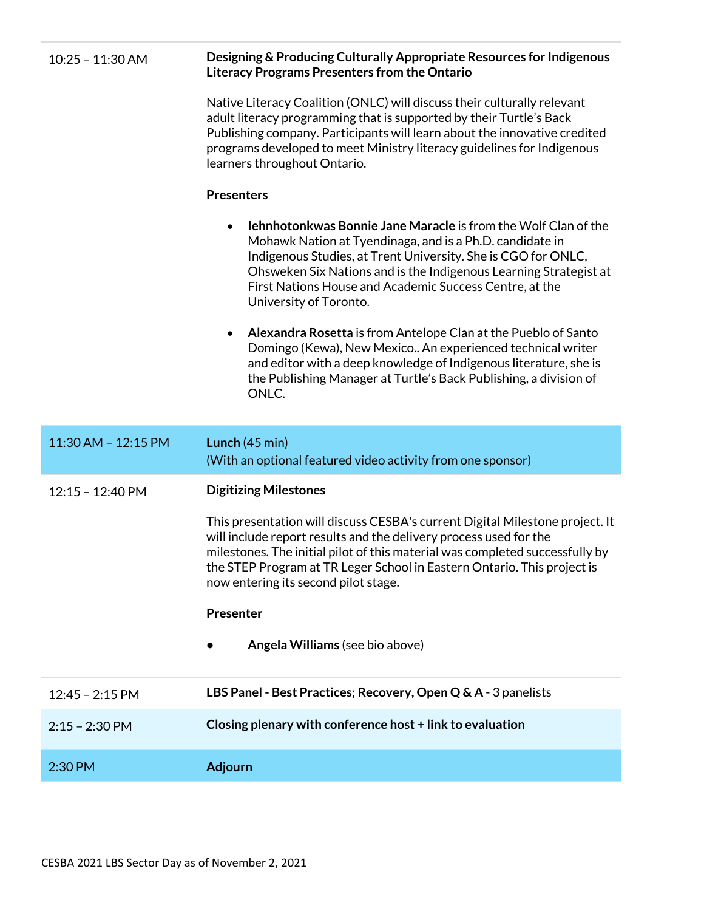| | | |
|---|---|---|
| 10:25 – 11:30 AM | **Designing & Producing Culturally Appropriate Resources for Indigenous Literacy Programs Presenters from the Ontario**<br><br>Native Literacy Coalition (ONLC) will discuss their culturally relevant adult literacy programming that is supported by their Turtle's Back Publishing company. Participants will learn about the innovative credited programs developed to meet Ministry literacy guidelines for Indigenous learners throughout Ontario.<br><br>**Presenters**<br><br>• **Iehnhotonkwas Bonnie Jane Maracle** is from the Wolf Clan of the Mohawk Nation at Tyendinaga, and is a Ph.D. candidate in Indigenous Studies, at Trent University. She is CGO for ONLC, Ohsweken Six Nations and is the Indigenous Learning Strategist at First Nations House and Academic Success Centre, at the University of Toronto.<br><br>• **Alexandra Rosetta** is from Antelope Clan at the Pueblo of Santo Domingo (Kewa), New Mexico.. An experienced technical writer and editor with a deep knowledge of Indigenous literature, she is the Publishing Manager at Turtle's Back Publishing, a division of ONLC. |
| 11:30 AM – 12:15 PM | **Lunch** (45 min)<br>(With an optional featured video activity from one sponsor) |
| 12:15 – 12:40 PM | **Digitizing Milestones**<br><br>This presentation will discuss CESBA's current Digital Milestone project. It will include report results and the delivery process used for the milestones. The initial pilot of this material was completed successfully by the STEP Program at TR Leger School in Eastern Ontario. This project is now entering its second pilot stage.<br><br>**Presenter**<br><br>• **Angela Williams** (see bio above) |
| 12:45 – 2:15 PM | **LBS Panel - Best Practices; Recovery, Open Q & A** - 3 panelists |
| 2:15 – 2:30 PM | **Closing plenary with conference host + link to evaluation** |
| 2:30 PM | **Adjourn** |

CESBA 2021 LBS Sector Day as of November 2, 2021